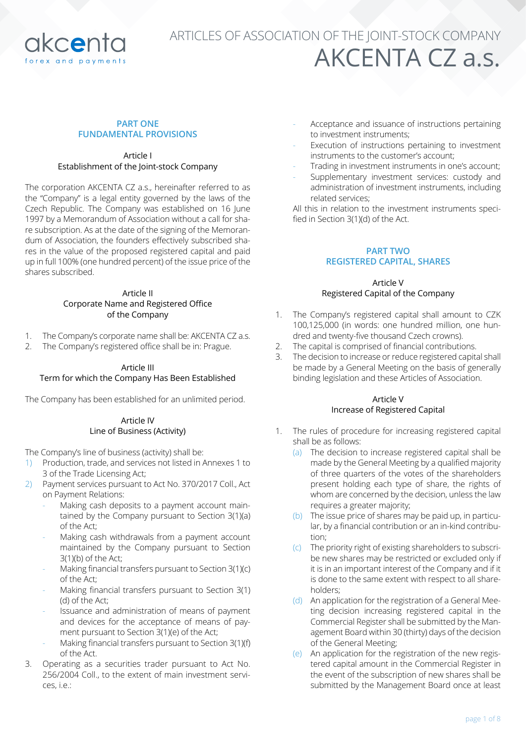# ARTICLES OF ASSOCIATION OF THE JOINT-STOCK COMPANY AKCENTA CZ a.s.

## PART ONE
## FUNDAMENTAL PROVISIONS

### Article I
### Establishment of the Joint-stock Company

The corporation AKCENTA CZ a.s., hereinafter referred to as the "Company" is a legal entity governed by the laws of the Czech Republic. The Company was established on 16 June 1997 by a Memorandum of Association without a call for share subscription. As at the date of the signing of the Memorandum of Association, the founders effectively subscribed shares in the value of the proposed registered capital and paid up in full 100% (one hundred percent) of the issue price of the shares subscribed.

### Article II
### Corporate Name and Registered Office of the Company

1. The Company's corporate name shall be: AKCENTA CZ a.s.
2. The Company's registered office shall be in: Prague.

### Article III
### Term for which the Company Has Been Established

The Company has been established for an unlimited period.

### Article IV
### Line of Business (Activity)

The Company's line of business (activity) shall be:

1) Production, trade, and services not listed in Annexes 1 to 3 of the Trade Licensing Act;
2) Payment services pursuant to Act No. 370/2017 Coll., Act on Payment Relations:
   - Making cash deposits to a payment account maintained by the Company pursuant to Section 3(1)(a) of the Act;
   - Making cash withdrawals from a payment account maintained by the Company pursuant to Section 3(1)(b) of the Act;
   - Making financial transfers pursuant to Section 3(1)(c) of the Act;
   - Making financial transfers pursuant to Section 3(1)(d) of the Act;
   - Issuance and administration of means of payment and devices for the acceptance of means of payment pursuant to Section 3(1)(e) of the Act;
   - Making financial transfers pursuant to Section 3(1)(f) of the Act.
3. Operating as a securities trader pursuant to Act No. 256/2004 Coll., to the extent of main investment services, i.e.:
   - Acceptance and issuance of instructions pertaining to investment instruments;
   - Execution of instructions pertaining to investment instruments to the customer's account;
   - Trading in investment instruments in one's account;
   - Supplementary investment services: custody and administration of investment instruments, including related services;

All this in relation to the investment instruments specified in Section 3(1)(d) of the Act.

## PART TWO
## REGISTERED CAPITAL, SHARES

### Article V
### Registered Capital of the Company

1. The Company's registered capital shall amount to CZK 100,125,000 (in words: one hundred million, one hundred and twenty-five thousand Czech crowns).
2. The capital is comprised of financial contributions.
3. The decision to increase or reduce registered capital shall be made by a General Meeting on the basis of generally binding legislation and these Articles of Association.

### Article V
### Increase of Registered Capital

1. The rules of procedure for increasing registered capital shall be as follows:
   (a) The decision to increase registered capital shall be made by the General Meeting by a qualified majority of three quarters of the votes of the shareholders present holding each type of share, the rights of whom are concerned by the decision, unless the law requires a greater majority;
   (b) The issue price of shares may be paid up, in particular, by a financial contribution or an in-kind contribution;
   (c) The priority right of existing shareholders to subscribe new shares may be restricted or excluded only if it is in an important interest of the Company and if it is done to the same extent with respect to all shareholders;
   (d) An application for the registration of a General Meeting decision increasing registered capital in the Commercial Register shall be submitted by the Management Board within 30 (thirty) days of the decision of the General Meeting;
   (e) An application for the registration of the new registered capital amount in the Commercial Register in the event of the subscription of new shares shall be submitted by the Management Board once at least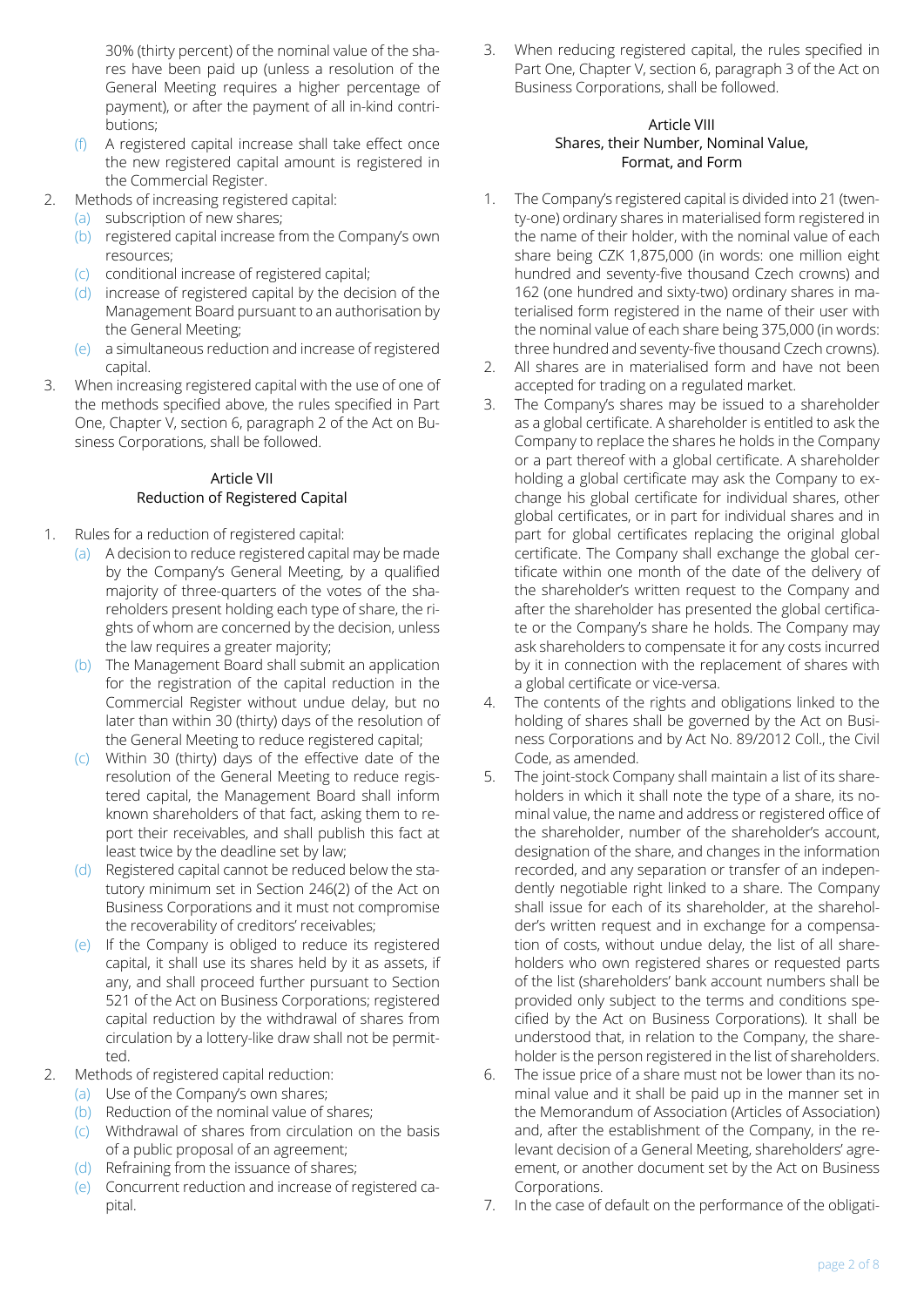30% (thirty percent) of the nominal value of the shares have been paid up (unless a resolution of the General Meeting requires a higher percentage of payment), or after the payment of all in-kind contributions;

(f) A registered capital increase shall take effect once the new registered capital amount is registered in the Commercial Register.

2. Methods of increasing registered capital:
   (a) subscription of new shares;
   (b) registered capital increase from the Company's own resources;
   (c) conditional increase of registered capital;
   (d) increase of registered capital by the decision of the Management Board pursuant to an authorisation by the General Meeting;
   (e) a simultaneous reduction and increase of registered capital.
3. When increasing registered capital with the use of one of the methods specified above, the rules specified in Part One, Chapter V, section 6, paragraph 2 of the Act on Business Corporations, shall be followed.

### Article VII
### Reduction of Registered Capital

1. Rules for a reduction of registered capital:
   (a) A decision to reduce registered capital may be made by the Company's General Meeting, by a qualified majority of three-quarters of the votes of the shareholders present holding each type of share, the rights of whom are concerned by the decision, unless the law requires a greater majority;
   (b) The Management Board shall submit an application for the registration of the capital reduction in the Commercial Register without undue delay, but no later than within 30 (thirty) days of the resolution of the General Meeting to reduce registered capital;
   (c) Within 30 (thirty) days of the effective date of the resolution of the General Meeting to reduce registered capital, the Management Board shall inform known shareholders of that fact, asking them to report their receivables, and shall publish this fact at least twice by the deadline set by law;
   (d) Registered capital cannot be reduced below the statutory minimum set in Section 246(2) of the Act on Business Corporations and it must not compromise the recoverability of creditors' receivables;
   (e) If the Company is obliged to reduce its registered capital, it shall use its shares held by it as assets, if any, and shall proceed further pursuant to Section 521 of the Act on Business Corporations; registered capital reduction by the withdrawal of shares from circulation by a lottery-like draw shall not be permitted.
2. Methods of registered capital reduction:
   (a) Use of the Company's own shares;
   (b) Reduction of the nominal value of shares;
   (c) Withdrawal of shares from circulation on the basis of a public proposal of an agreement;
   (d) Refraining from the issuance of shares;
   (e) Concurrent reduction and increase of registered capital.
3. When reducing registered capital, the rules specified in Part One, Chapter V, section 6, paragraph 3 of the Act on Business Corporations, shall be followed.

### Article VIII
### Shares, their Number, Nominal Value, Format, and Form

1. The Company's registered capital is divided into 21 (twenty-one) ordinary shares in materialised form registered in the name of their holder, with the nominal value of each share being CZK 1,875,000 (in words: one million eight hundred and seventy-five thousand Czech crowns) and 162 (one hundred and sixty-two) ordinary shares in materialised form registered in the name of their user with the nominal value of each share being 375,000 (in words: three hundred and seventy-five thousand Czech crowns).
2. All shares are in materialised form and have not been accepted for trading on a regulated market.
3. The Company's shares may be issued to a shareholder as a global certificate. A shareholder is entitled to ask the Company to replace the shares he holds in the Company or a part thereof with a global certificate. A shareholder holding a global certificate may ask the Company to exchange his global certificate for individual shares, other global certificates, or in part for individual shares and in part for global certificates replacing the original global certificate. The Company shall exchange the global certificate within one month of the date of the delivery of the shareholder's written request to the Company and after the shareholder has presented the global certificate or the Company's share he holds. The Company may ask shareholders to compensate it for any costs incurred by it in connection with the replacement of shares with a global certificate or vice-versa.
4. The contents of the rights and obligations linked to the holding of shares shall be governed by the Act on Business Corporations and by Act No. 89/2012 Coll., the Civil Code, as amended.
5. The joint-stock Company shall maintain a list of its shareholders in which it shall note the type of a share, its nominal value, the name and address or registered office of the shareholder, number of the shareholder's account, designation of the share, and changes in the information recorded, and any separation or transfer of an independently negotiable right linked to a share. The Company shall issue for each of its shareholder, at the shareholder's written request and in exchange for a compensation of costs, without undue delay, the list of all shareholders who own registered shares or requested parts of the list (shareholders' bank account numbers shall be provided only subject to the terms and conditions specified by the Act on Business Corporations). It shall be understood that, in relation to the Company, the shareholder is the person registered in the list of shareholders.
6. The issue price of a share must not be lower than its nominal value and it shall be paid up in the manner set in the Memorandum of Association (Articles of Association) and, after the establishment of the Company, in the relevant decision of a General Meeting, shareholders' agreement, or another document set by the Act on Business Corporations.
7. In the case of default on the performance of the obligati-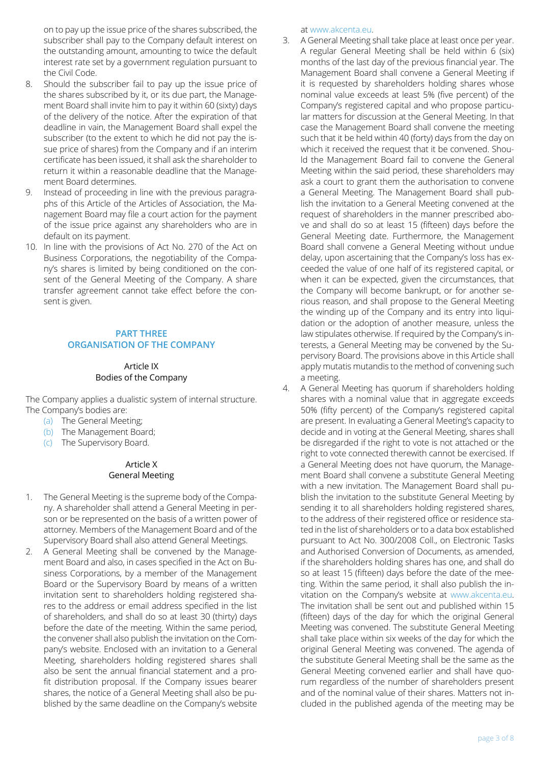on to pay up the issue price of the shares subscribed, the subscriber shall pay to the Company default interest on the outstanding amount, amounting to twice the default interest rate set by a government regulation pursuant to the Civil Code.

8. Should the subscriber fail to pay up the issue price of the shares subscribed by it, or its due part, the Management Board shall invite him to pay it within 60 (sixty) days of the delivery of the notice. After the expiration of that deadline in vain, the Management Board shall expel the subscriber (to the extent to which he did not pay the issue price of shares) from the Company and if an interim certificate has been issued, it shall ask the shareholder to return it within a reasonable deadline that the Management Board determines.
9. Instead of proceeding in line with the previous paragraphs of this Article of the Articles of Association, the Management Board may file a court action for the payment of the issue price against any shareholders who are in default on its payment.
10. In line with the provisions of Act No. 270 of the Act on Business Corporations, the negotiability of the Company's shares is limited by being conditioned on the consent of the General Meeting of the Company. A share transfer agreement cannot take effect before the consent is given.

## PART THREE
## ORGANISATION OF THE COMPANY

### Article IX
### Bodies of the Company

The Company applies a dualistic system of internal structure. The Company's bodies are:

(a) The General Meeting;
(b) The Management Board;
(c) The Supervisory Board.

### Article X
### General Meeting

1. The General Meeting is the supreme body of the Company. A shareholder shall attend a General Meeting in person or be represented on the basis of a written power of attorney. Members of the Management Board and of the Supervisory Board shall also attend General Meetings.
2. A General Meeting shall be convened by the Management Board and also, in cases specified in the Act on Business Corporations, by a member of the Management Board or the Supervisory Board by means of a written invitation sent to shareholders holding registered shares to the address or email address specified in the list of shareholders, and shall do so at least 30 (thirty) days before the date of the meeting. Within the same period, the convener shall also publish the invitation on the Company's website. Enclosed with an invitation to a General Meeting, shareholders holding registered shares shall also be sent the annual financial statement and a profit distribution proposal. If the Company issues bearer shares, the notice of a General Meeting shall also be published by the same deadline on the Company's website at www.akcenta.eu.
3. A General Meeting shall take place at least once per year. A regular General Meeting shall be held within 6 (six) months of the last day of the previous financial year. The Management Board shall convene a General Meeting if it is requested by shareholders holding shares whose nominal value exceeds at least 5% (five percent) of the Company's registered capital and who propose particular matters for discussion at the General Meeting. In that case the Management Board shall convene the meeting such that it be held within 40 (forty) days from the day on which it received the request that it be convened. Should the Management Board fail to convene the General Meeting within the said period, these shareholders may ask a court to grant them the authorisation to convene a General Meeting. The Management Board shall publish the invitation to a General Meeting convened at the request of shareholders in the manner prescribed above and shall do so at least 15 (fifteen) days before the General Meeting date. Furthermore, the Management Board shall convene a General Meeting without undue delay, upon ascertaining that the Company's loss has exceeded the value of one half of its registered capital, or when it can be expected, given the circumstances, that the Company will become bankrupt, or for another serious reason, and shall propose to the General Meeting the winding up of the Company and its entry into liquidation or the adoption of another measure, unless the law stipulates otherwise. If required by the Company's interests, a General Meeting may be convened by the Supervisory Board. The provisions above in this Article shall apply mutatis mutandis to the method of convening such a meeting.
4. A General Meeting has quorum if shareholders holding shares with a nominal value that in aggregate exceeds 50% (fifty percent) of the Company's registered capital are present. In evaluating a General Meeting's capacity to decide and in voting at the General Meeting, shares shall be disregarded if the right to vote is not attached or the right to vote connected therewith cannot be exercised. If a General Meeting does not have quorum, the Management Board shall convene a substitute General Meeting with a new invitation. The Management Board shall publish the invitation to the substitute General Meeting by sending it to all shareholders holding registered shares, to the address of their registered office or residence stated in the list of shareholders or to a data box established pursuant to Act No. 300/2008 Coll., on Electronic Tasks and Authorised Conversion of Documents, as amended, if the shareholders holding shares has one, and shall do so at least 15 (fifteen) days before the date of the meeting. Within the same period, it shall also publish the invitation on the Company's website at www.akcenta.eu. The invitation shall be sent out and published within 15 (fifteen) days of the day for which the original General Meeting was convened. The substitute General Meeting shall take place within six weeks of the day for which the original General Meeting was convened. The agenda of the substitute General Meeting shall be the same as the General Meeting convened earlier and shall have quorum regardless of the number of shareholders present and of the nominal value of their shares. Matters not included in the published agenda of the meeting may be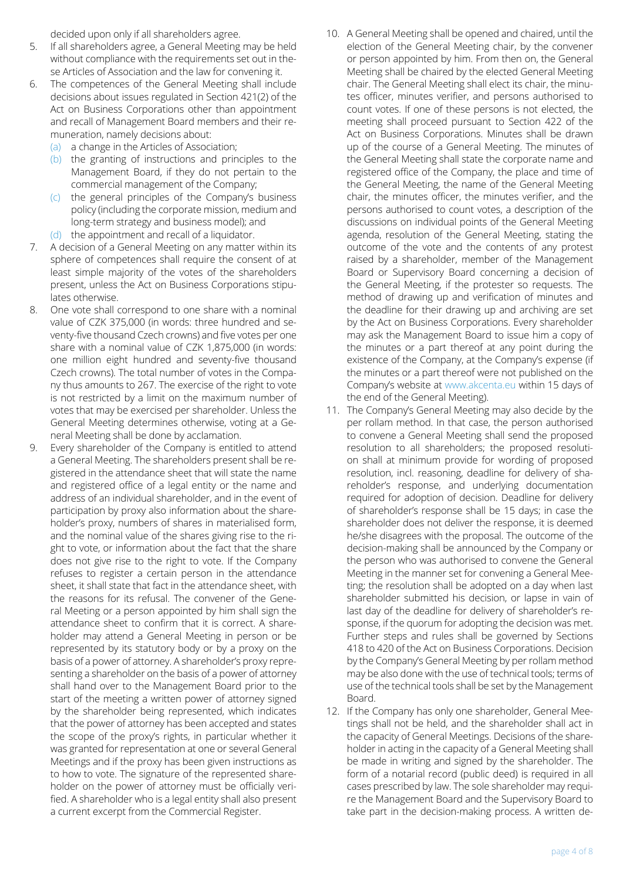decided upon only if all shareholders agree.

5. If all shareholders agree, a General Meeting may be held without compliance with the requirements set out in these Articles of Association and the law for convening it.
6. The competences of the General Meeting shall include decisions about issues regulated in Section 421(2) of the Act on Business Corporations other than appointment and recall of Management Board members and their remuneration, namely decisions about:
   (a) a change in the Articles of Association;
   (b) the granting of instructions and principles to the Management Board, if they do not pertain to the commercial management of the Company;
   (c) the general principles of the Company's business policy (including the corporate mission, medium and long-term strategy and business model); and
   (d) the appointment and recall of a liquidator.
7. A decision of a General Meeting on any matter within its sphere of competences shall require the consent of at least simple majority of the votes of the shareholders present, unless the Act on Business Corporations stipulates otherwise.
8. One vote shall correspond to one share with a nominal value of CZK 375,000 (in words: three hundred and seventy-five thousand Czech crowns) and five votes per one share with a nominal value of CZK 1,875,000 (in words: one million eight hundred and seventy-five thousand Czech crowns). The total number of votes in the Company thus amounts to 267. The exercise of the right to vote is not restricted by a limit on the maximum number of votes that may be exercised per shareholder. Unless the General Meeting determines otherwise, voting at a General Meeting shall be done by acclamation.
9. Every shareholder of the Company is entitled to attend a General Meeting. The shareholders present shall be registered in the attendance sheet that will state the name and registered office of a legal entity or the name and address of an individual shareholder, and in the event of participation by proxy also information about the shareholder's proxy, numbers of shares in materialised form, and the nominal value of the shares giving rise to the right to vote, or information about the fact that the share does not give rise to the right to vote. If the Company refuses to register a certain person in the attendance sheet, it shall state that fact in the attendance sheet, with the reasons for its refusal. The convener of the General Meeting or a person appointed by him shall sign the attendance sheet to confirm that it is correct. A shareholder may attend a General Meeting in person or be represented by its statutory body or by a proxy on the basis of a power of attorney. A shareholder's proxy representing a shareholder on the basis of a power of attorney shall hand over to the Management Board prior to the start of the meeting a written power of attorney signed by the shareholder being represented, which indicates that the power of attorney has been accepted and states the scope of the proxy's rights, in particular whether it was granted for representation at one or several General Meetings and if the proxy has been given instructions as to how to vote. The signature of the represented shareholder on the power of attorney must be officially verified. A shareholder who is a legal entity shall also present a current excerpt from the Commercial Register.
10. A General Meeting shall be opened and chaired, until the election of the General Meeting chair, by the convener or person appointed by him. From then on, the General Meeting shall be chaired by the elected General Meeting chair. The General Meeting shall elect its chair, the minutes officer, minutes verifier, and persons authorised to count votes. If one of these persons is not elected, the meeting shall proceed pursuant to Section 422 of the Act on Business Corporations. Minutes shall be drawn up of the course of a General Meeting. The minutes of the General Meeting shall state the corporate name and registered office of the Company, the place and time of the General Meeting, the name of the General Meeting chair, the minutes officer, the minutes verifier, and the persons authorised to count votes, a description of the discussions on individual points of the General Meeting agenda, resolution of the General Meeting, stating the outcome of the vote and the contents of any protest raised by a shareholder, member of the Management Board or Supervisory Board concerning a decision of the General Meeting, if the protester so requests. The method of drawing up and verification of minutes and the deadline for their drawing up and archiving are set by the Act on Business Corporations. Every shareholder may ask the Management Board to issue him a copy of the minutes or a part thereof at any point during the existence of the Company, at the Company's expense (if the minutes or a part thereof were not published on the Company's website at www.akcenta.eu within 15 days of the end of the General Meeting).
11. The Company's General Meeting may also decide by the per rollam method. In that case, the person authorised to convene a General Meeting shall send the proposed resolution to all shareholders; the proposed resolution shall at minimum provide for wording of proposed resolution, incl. reasoning, deadline for delivery of shareholder's response, and underlying documentation required for adoption of decision. Deadline for delivery of shareholder's response shall be 15 days; in case the shareholder does not deliver the response, it is deemed he/she disagrees with the proposal. The outcome of the decision-making shall be announced by the Company or the person who was authorised to convene the General Meeting in the manner set for convening a General Meeting; the resolution shall be adopted on a day when last shareholder submitted his decision, or lapse in vain of last day of the deadline for delivery of shareholder's response, if the quorum for adopting the decision was met. Further steps and rules shall be governed by Sections 418 to 420 of the Act on Business Corporations. Decision by the Company's General Meeting by per rollam method may be also done with the use of technical tools; terms of use of the technical tools shall be set by the Management Board.
12. If the Company has only one shareholder, General Meetings shall not be held, and the shareholder shall act in the capacity of General Meetings. Decisions of the shareholder in acting in the capacity of a General Meeting shall be made in writing and signed by the shareholder. The form of a notarial record (public deed) is required in all cases prescribed by law. The sole shareholder may require the Management Board and the Supervisory Board to take part in the decision-making process. A written de-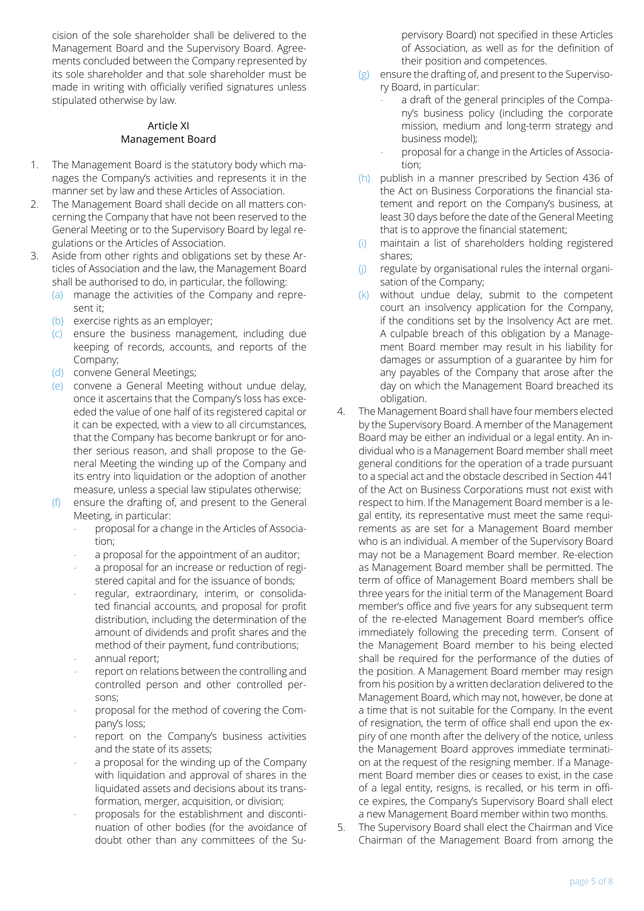cision of the sole shareholder shall be delivered to the Management Board and the Supervisory Board. Agreements concluded between the Company represented by its sole shareholder and that sole shareholder must be made in writing with officially verified signatures unless stipulated otherwise by law.

### Article XI
### Management Board

1. The Management Board is the statutory body which manages the Company's activities and represents it in the manner set by law and these Articles of Association.
2. The Management Board shall decide on all matters concerning the Company that have not been reserved to the General Meeting or to the Supervisory Board by legal regulations or the Articles of Association.
3. Aside from other rights and obligations set by these Articles of Association and the law, the Management Board shall be authorised to do, in particular, the following:
   (a) manage the activities of the Company and represent it;
   (b) exercise rights as an employer;
   (c) ensure the business management, including due keeping of records, accounts, and reports of the Company;
   (d) convene General Meetings;
   (e) convene a General Meeting without undue delay, once it ascertains that the Company's loss has exceeded the value of one half of its registered capital or it can be expected, with a view to all circumstances, that the Company has become bankrupt or for another serious reason, and shall propose to the General Meeting the winding up of the Company and its entry into liquidation or the adoption of another measure, unless a special law stipulates otherwise;
   (f) ensure the drafting of, and present to the General Meeting, in particular:
      - proposal for a change in the Articles of Association;
      - a proposal for the appointment of an auditor;
      - a proposal for an increase or reduction of registered capital and for the issuance of bonds;
      - regular, extraordinary, interim, or consolidated financial accounts, and proposal for profit distribution, including the determination of the amount of dividends and profit shares and the method of their payment, fund contributions;
      - annual report;
      - report on relations between the controlling and controlled person and other controlled persons;
      - proposal for the method of covering the Company's loss;
      - report on the Company's business activities and the state of its assets;
      - a proposal for the winding up of the Company with liquidation and approval of shares in the liquidated assets and decisions about its transformation, merger, acquisition, or division;
      - proposals for the establishment and discontinuation of other bodies (for the avoidance of doubt other than any committees of the Supervisory Board) not specified in these Articles of Association, as well as for the definition of their position and competences.
   (g) ensure the drafting of, and present to the Supervisory Board, in particular:
      - a draft of the general principles of the Company's business policy (including the corporate mission, medium and long-term strategy and business model);
      - proposal for a change in the Articles of Association;
   (h) publish in a manner prescribed by Section 436 of the Act on Business Corporations the financial statement and report on the Company's business, at least 30 days before the date of the General Meeting that is to approve the financial statement;
   (i) maintain a list of shareholders holding registered shares;
   (j) regulate by organisational rules the internal organisation of the Company;
   (k) without undue delay, submit to the competent court an insolvency application for the Company, if the conditions set by the Insolvency Act are met. A culpable breach of this obligation by a Management Board member may result in his liability for damages or assumption of a guarantee by him for any payables of the Company that arose after the day on which the Management Board breached its obligation.
4. The Management Board shall have four members elected by the Supervisory Board. A member of the Management Board may be either an individual or a legal entity. An individual who is a Management Board member shall meet general conditions for the operation of a trade pursuant to a special act and the obstacle described in Section 441 of the Act on Business Corporations must not exist with respect to him. If the Management Board member is a legal entity, its representative must meet the same requirements as are set for a Management Board member who is an individual. A member of the Supervisory Board may not be a Management Board member. Re-election as Management Board member shall be permitted. The term of office of Management Board members shall be three years for the initial term of the Management Board member's office and five years for any subsequent term of the re-elected Management Board member's office immediately following the preceding term. Consent of the Management Board member to his being elected shall be required for the performance of the duties of the position. A Management Board member may resign from his position by a written declaration delivered to the Management Board, which may not, however, be done at a time that is not suitable for the Company. In the event of resignation, the term of office shall end upon the expiry of one month after the delivery of the notice, unless the Management Board approves immediate termination at the request of the resigning member. If a Management Board member dies or ceases to exist, in the case of a legal entity, resigns, is recalled, or his term in office expires, the Company's Supervisory Board shall elect a new Management Board member within two months.
5. The Supervisory Board shall elect the Chairman and Vice Chairman of the Management Board from among the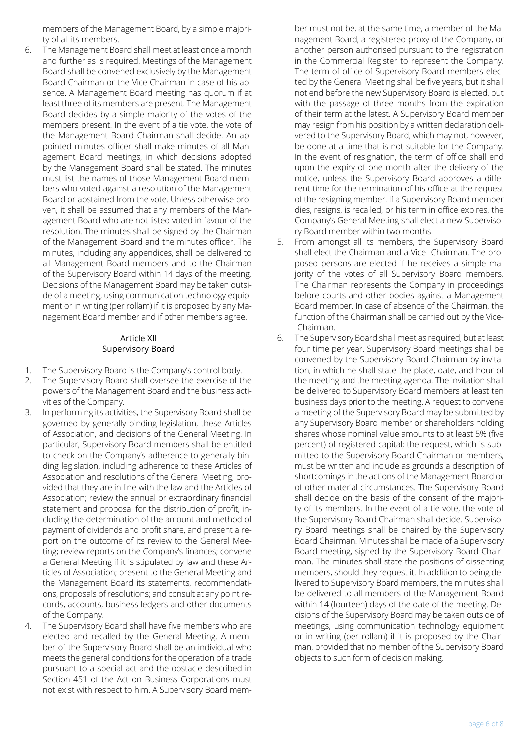members of the Management Board, by a simple majority of all its members.

6. The Management Board shall meet at least once a month and further as is required. Meetings of the Management Board shall be convened exclusively by the Management Board Chairman or the Vice Chairman in case of his absence. A Management Board meeting has quorum if at least three of its members are present. The Management Board decides by a simple majority of the votes of the members present. In the event of a tie vote, the vote of the Management Board Chairman shall decide. An appointed minutes officer shall make minutes of all Management Board meetings, in which decisions adopted by the Management Board shall be stated. The minutes must list the names of those Management Board members who voted against a resolution of the Management Board or abstained from the vote. Unless otherwise proven, it shall be assumed that any members of the Management Board who are not listed voted in favour of the resolution. The minutes shall be signed by the Chairman of the Management Board and the minutes officer. The minutes, including any appendices, shall be delivered to all Management Board members and to the Chairman of the Supervisory Board within 14 days of the meeting. Decisions of the Management Board may be taken outside of a meeting, using communication technology equipment or in writing (per rollam) if it is proposed by any Management Board member and if other members agree.

## Article XII
## Supervisory Board

1. The Supervisory Board is the Company's control body.
2. The Supervisory Board shall oversee the exercise of the powers of the Management Board and the business activities of the Company.
3. In performing its activities, the Supervisory Board shall be governed by generally binding legislation, these Articles of Association, and decisions of the General Meeting. In particular, Supervisory Board members shall be entitled to check on the Company's adherence to generally binding legislation, including adherence to these Articles of Association and resolutions of the General Meeting, provided that they are in line with the law and the Articles of Association; review the annual or extraordinary financial statement and proposal for the distribution of profit, including the determination of the amount and method of payment of dividends and profit share, and present a report on the outcome of its review to the General Meeting; review reports on the Company's finances; convene a General Meeting if it is stipulated by law and these Articles of Association; present to the General Meeting and the Management Board its statements, recommendations, proposals of resolutions; and consult at any point records, accounts, business ledgers and other documents of the Company.
4. The Supervisory Board shall have five members who are elected and recalled by the General Meeting. A member of the Supervisory Board shall be an individual who meets the general conditions for the operation of a trade pursuant to a special act and the obstacle described in Section 451 of the Act on Business Corporations must not exist with respect to him. A Supervisory Board member must not be, at the same time, a member of the Management Board, a registered proxy of the Company, or another person authorised pursuant to the registration in the Commercial Register to represent the Company. The term of office of Supervisory Board members elected by the General Meeting shall be five years, but it shall not end before the new Supervisory Board is elected, but with the passage of three months from the expiration of their term at the latest. A Supervisory Board member may resign from his position by a written declaration delivered to the Supervisory Board, which may not, however, be done at a time that is not suitable for the Company. In the event of resignation, the term of office shall end upon the expiry of one month after the delivery of the notice, unless the Supervisory Board approves a different time for the termination of his office at the request of the resigning member. If a Supervisory Board member dies, resigns, is recalled, or his term in office expires, the Company's General Meeting shall elect a new Supervisory Board member within two months.
5. From amongst all its members, the Supervisory Board shall elect the Chairman and a Vice- Chairman. The proposed persons are elected if he receives a simple majority of the votes of all Supervisory Board members. The Chairman represents the Company in proceedings before courts and other bodies against a Management Board member. In case of absence of the Chairman, the function of the Chairman shall be carried out by the Vice-Chairman.
6. The Supervisory Board shall meet as required, but at least four time per year. Supervisory Board meetings shall be convened by the Supervisory Board Chairman by invitation, in which he shall state the place, date, and hour of the meeting and the meeting agenda. The invitation shall be delivered to Supervisory Board members at least ten business days prior to the meeting. A request to convene a meeting of the Supervisory Board may be submitted by any Supervisory Board member or shareholders holding shares whose nominal value amounts to at least 5% (five percent) of registered capital; the request, which is submitted to the Supervisory Board Chairman or members, must be written and include as grounds a description of shortcomings in the actions of the Management Board or of other material circumstances. The Supervisory Board shall decide on the basis of the consent of the majority of its members. In the event of a tie vote, the vote of the Supervisory Board Chairman shall decide. Supervisory Board meetings shall be chaired by the Supervisory Board Chairman. Minutes shall be made of a Supervisory Board meeting, signed by the Supervisory Board Chairman. The minutes shall state the positions of dissenting members, should they request it. In addition to being delivered to Supervisory Board members, the minutes shall be delivered to all members of the Management Board within 14 (fourteen) days of the date of the meeting. Decisions of the Supervisory Board may be taken outside of meetings, using communication technology equipment or in writing (per rollam) if it is proposed by the Chairman, provided that no member of the Supervisory Board objects to such form of decision making.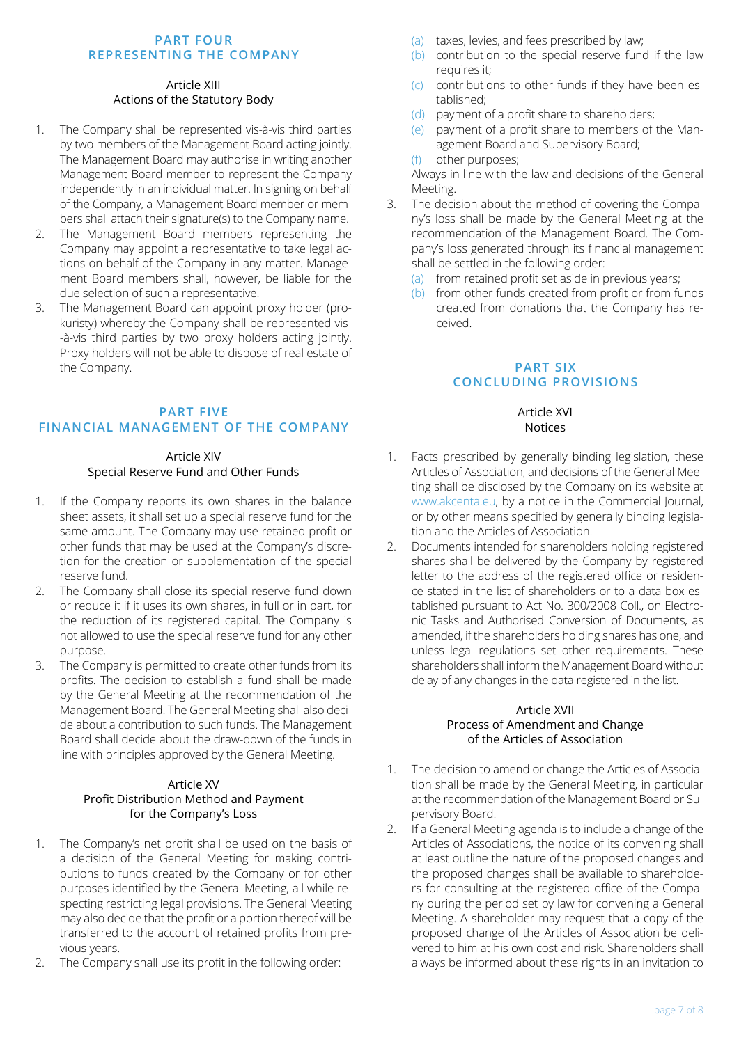## PART FOUR
## REPRESENTING THE COMPANY

### Article XIII
### Actions of the Statutory Body

1. The Company shall be represented vis-à-vis third parties by two members of the Management Board acting jointly. The Management Board may authorise in writing another Management Board member to represent the Company independently in an individual matter. In signing on behalf of the Company, a Management Board member or members shall attach their signature(s) to the Company name.
2. The Management Board members representing the Company may appoint a representative to take legal actions on behalf of the Company in any matter. Management Board members shall, however, be liable for the due selection of such a representative.
3. The Management Board can appoint proxy holder (prokuristy) whereby the Company shall be represented vis-à-vis third parties by two proxy holders acting jointly. Proxy holders will not be able to dispose of real estate of the Company.

## PART FIVE
## FINANCIAL MANAGEMENT OF THE COMPANY

### Article XIV
### Special Reserve Fund and Other Funds

1. If the Company reports its own shares in the balance sheet assets, it shall set up a special reserve fund for the same amount. The Company may use retained profit or other funds that may be used at the Company's discretion for the creation or supplementation of the special reserve fund.
2. The Company shall close its special reserve fund down or reduce it if it uses its own shares, in full or in part, for the reduction of its registered capital. The Company is not allowed to use the special reserve fund for any other purpose.
3. The Company is permitted to create other funds from its profits. The decision to establish a fund shall be made by the General Meeting at the recommendation of the Management Board. The General Meeting shall also decide about a contribution to such funds. The Management Board shall decide about the draw-down of the funds in line with principles approved by the General Meeting.

### Article XV
### Profit Distribution Method and Payment for the Company's Loss

1. The Company's net profit shall be used on the basis of a decision of the General Meeting for making contributions to funds created by the Company or for other purposes identified by the General Meeting, all while respecting restricting legal provisions. The General Meeting may also decide that the profit or a portion thereof will be transferred to the account of retained profits from previous years.
2. The Company shall use its profit in the following order:
   (a) taxes, levies, and fees prescribed by law;
   (b) contribution to the special reserve fund if the law requires it;
   (c) contributions to other funds if they have been established;
   (d) payment of a profit share to shareholders;
   (e) payment of a profit share to members of the Management Board and Supervisory Board;
   (f) other purposes;

   Always in line with the law and decisions of the General Meeting.
3. The decision about the method of covering the Company's loss shall be made by the General Meeting at the recommendation of the Management Board. The Company's loss generated through its financial management shall be settled in the following order:
   (a) from retained profit set aside in previous years;
   (b) from other funds created from profit or from funds created from donations that the Company has received.

## PART SIX
## CONCLUDING PROVISIONS

### Article XVI
### Notices

1. Facts prescribed by generally binding legislation, these Articles of Association, and decisions of the General Meeting shall be disclosed by the Company on its website at www.akcenta.eu, by a notice in the Commercial Journal, or by other means specified by generally binding legislation and the Articles of Association.
2. Documents intended for shareholders holding registered shares shall be delivered by the Company by registered letter to the address of the registered office or residence stated in the list of shareholders or to a data box established pursuant to Act No. 300/2008 Coll., on Electronic Tasks and Authorised Conversion of Documents, as amended, if the shareholders holding shares has one, and unless legal regulations set other requirements. These shareholders shall inform the Management Board without delay of any changes in the data registered in the list.

### Article XVII
### Process of Amendment and Change of the Articles of Association

1. The decision to amend or change the Articles of Association shall be made by the General Meeting, in particular at the recommendation of the Management Board or Supervisory Board.
2. If a General Meeting agenda is to include a change of the Articles of Associations, the notice of its convening shall at least outline the nature of the proposed changes and the proposed changes shall be available to shareholders for consulting at the registered office of the Company during the period set by law for convening a General Meeting. A shareholder may request that a copy of the proposed change of the Articles of Association be delivered to him at his own cost and risk. Shareholders shall always be informed about these rights in an invitation to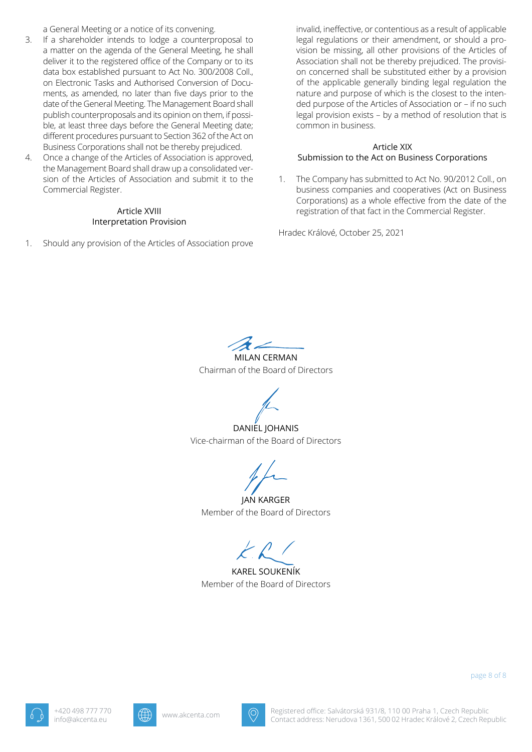a General Meeting or a notice of its convening.

3. If a shareholder intends to lodge a counterproposal to a matter on the agenda of the General Meeting, he shall deliver it to the registered office of the Company or to its data box established pursuant to Act No. 300/2008 Coll., on Electronic Tasks and Authorised Conversion of Documents, as amended, no later than five days prior to the date of the General Meeting. The Management Board shall publish counterproposals and its opinion on them, if possible, at least three days before the General Meeting date; different procedures pursuant to Section 362 of the Act on Business Corporations shall not be thereby prejudiced.
4. Once a change of the Articles of Association is approved, the Management Board shall draw up a consolidated version of the Articles of Association and submit it to the Commercial Register.

## Article XVIII
## Interpretation Provision

1. Should any provision of the Articles of Association prove invalid, ineffective, or contentious as a result of applicable legal regulations or their amendment, or should a provision be missing, all other provisions of the Articles of Association shall not be thereby prejudiced. The provision concerned shall be substituted either by a provision of the applicable generally binding legal regulation the nature and purpose of which is the closest to the intended purpose of the Articles of Association or – if no such legal provision exists – by a method of resolution that is common in business.

## Article XIX
## Submission to the Act on Business Corporations

1. The Company has submitted to Act No. 90/2012 Coll., on business companies and cooperatives (Act on Business Corporations) as a whole effective from the date of the registration of that fact in the Commercial Register.

Hradec Králové, October 25, 2021

MILAN CERMAN
Chairman of the Board of Directors

DANIEL JOHANIS
Vice-chairman of the Board of Directors

JAN KARGER
Member of the Board of Directors

KAREL SOUKENÍK
Member of the Board of Directors